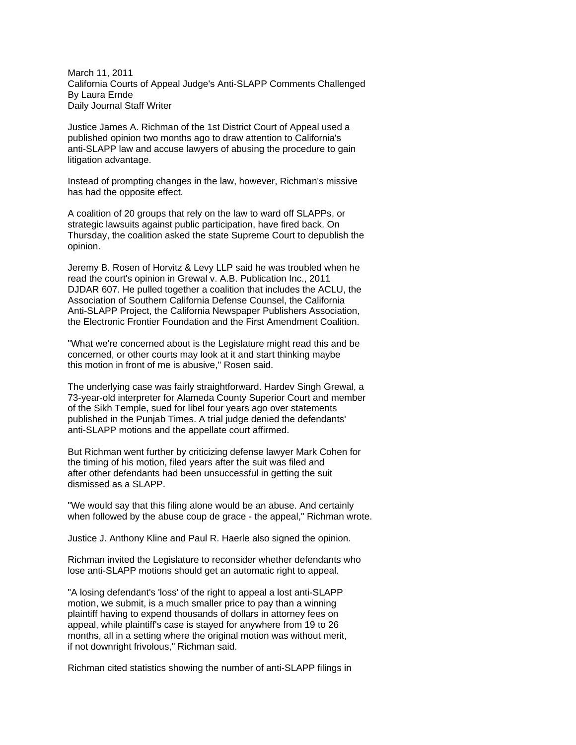March 11, 2011
California Courts of Appeal Judge's Anti-SLAPP Comments Challenged
By Laura Ernde
Daily Journal Staff Writer

Justice James A. Richman of the 1st District Court of Appeal used a published opinion two months ago to draw attention to California's anti-SLAPP law and accuse lawyers of abusing the procedure to gain litigation advantage.

Instead of prompting changes in the law, however, Richman's missive has had the opposite effect.

A coalition of 20 groups that rely on the law to ward off SLAPPs, or strategic lawsuits against public participation, have fired back. On Thursday, the coalition asked the state Supreme Court to depublish the opinion.

Jeremy B. Rosen of Horvitz & Levy LLP said he was troubled when he read the court's opinion in Grewal v. A.B. Publication Inc., 2011 DJDAR 607. He pulled together a coalition that includes the ACLU, the Association of Southern California Defense Counsel, the California Anti-SLAPP Project, the California Newspaper Publishers Association, the Electronic Frontier Foundation and the First Amendment Coalition.

"What we're concerned about is the Legislature might read this and be concerned, or other courts may look at it and start thinking maybe this motion in front of me is abusive," Rosen said.

The underlying case was fairly straightforward. Hardev Singh Grewal, a 73-year-old interpreter for Alameda County Superior Court and member of the Sikh Temple, sued for libel four years ago over statements published in the Punjab Times. A trial judge denied the defendants' anti-SLAPP motions and the appellate court affirmed.

But Richman went further by criticizing defense lawyer Mark Cohen for the timing of his motion, filed years after the suit was filed and after other defendants had been unsuccessful in getting the suit dismissed as a SLAPP.

"We would say that this filing alone would be an abuse. And certainly when followed by the abuse coup de grace - the appeal," Richman wrote.

Justice J. Anthony Kline and Paul R. Haerle also signed the opinion.

Richman invited the Legislature to reconsider whether defendants who lose anti-SLAPP motions should get an automatic right to appeal.

"A losing defendant's 'loss' of the right to appeal a lost anti-SLAPP motion, we submit, is a much smaller price to pay than a winning plaintiff having to expend thousands of dollars in attorney fees on appeal, while plaintiff's case is stayed for anywhere from 19 to 26 months, all in a setting where the original motion was without merit, if not downright frivolous," Richman said.

Richman cited statistics showing the number of anti-SLAPP filings in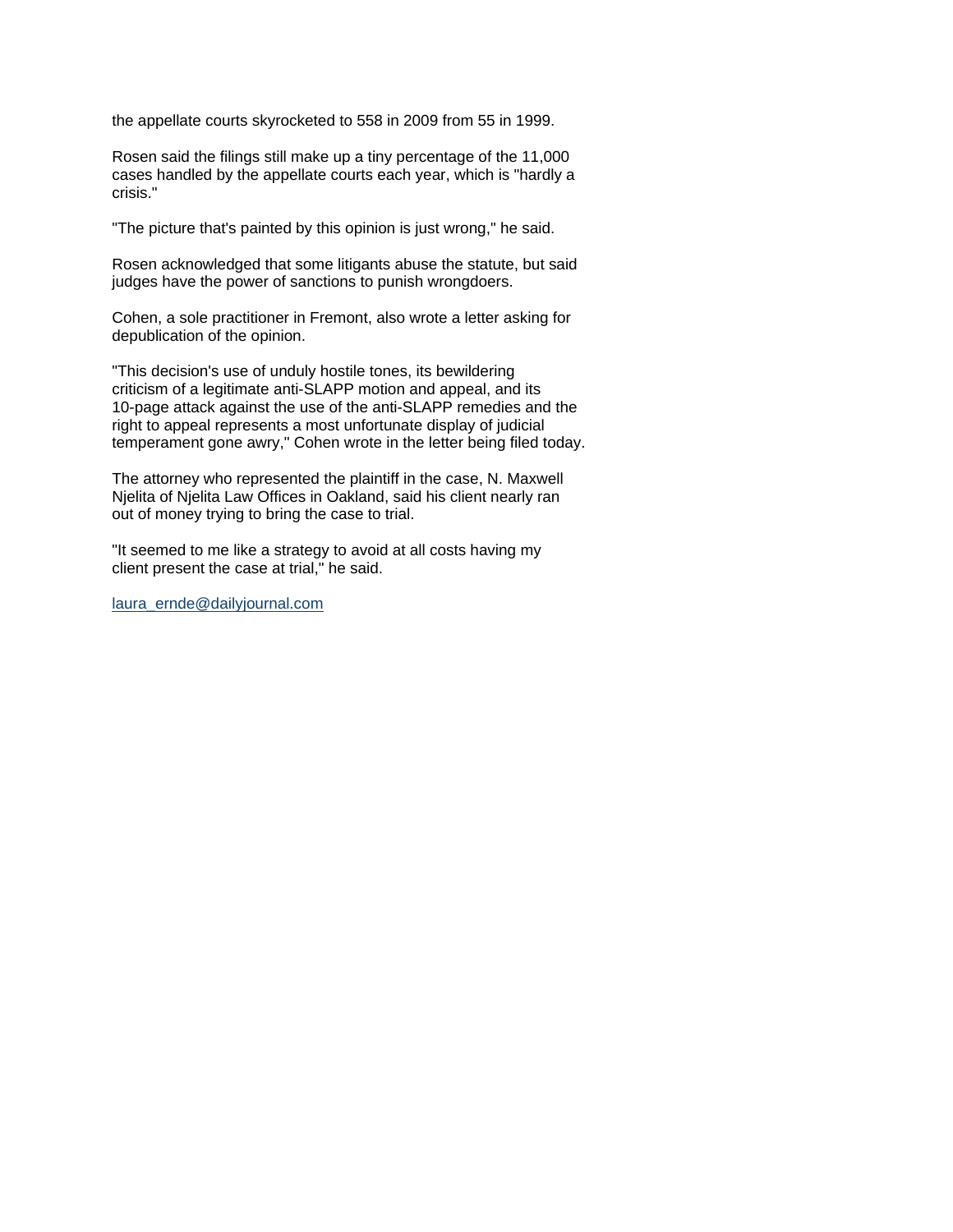the appellate courts skyrocketed to 558 in 2009 from 55 in 1999.

Rosen said the filings still make up a tiny percentage of the 11,000 cases handled by the appellate courts each year, which is "hardly a crisis."

"The picture that's painted by this opinion is just wrong," he said.

Rosen acknowledged that some litigants abuse the statute, but said judges have the power of sanctions to punish wrongdoers.

Cohen, a sole practitioner in Fremont, also wrote a letter asking for depublication of the opinion.

"This decision's use of unduly hostile tones, its bewildering criticism of a legitimate anti-SLAPP motion and appeal, and its 10-page attack against the use of the anti-SLAPP remedies and the right to appeal represents a most unfortunate display of judicial temperament gone awry," Cohen wrote in the letter being filed today.

The attorney who represented the plaintiff in the case, N. Maxwell Njelita of Njelita Law Offices in Oakland, said his client nearly ran out of money trying to bring the case to trial.

"It seemed to me like a strategy to avoid at all costs having my client present the case at trial," he said.

laura_ernde@dailyjournal.com